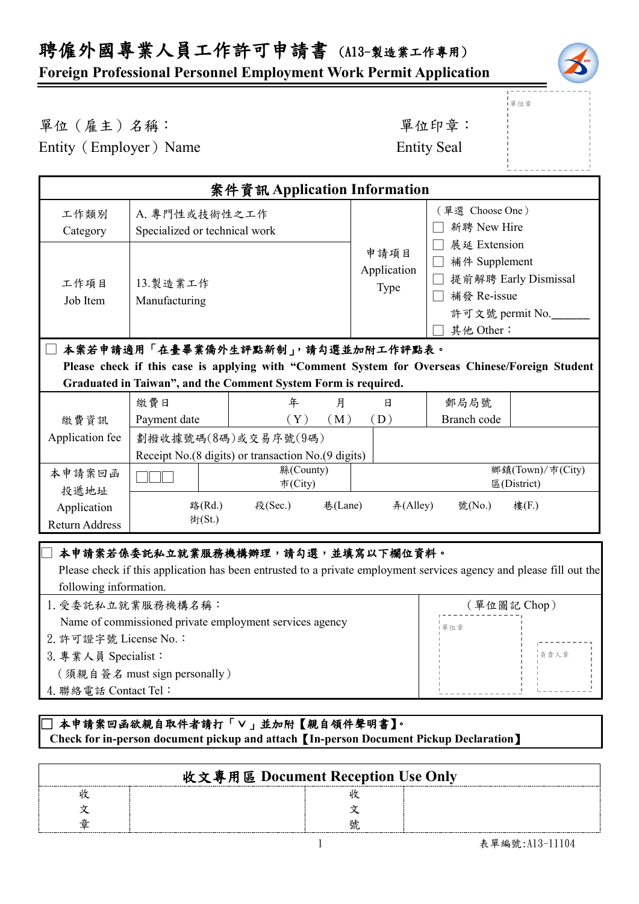# 聘僱外國專業人員工作許可申請書 (A13-製造業工作專用)

## Foreign Professional Personnel Employment Work Permit Application

單位（雇主）名稱：
Entity（Employer）Name

單位印章：
Entity Seal

單位章

| 案件資訊 Application Information | | | |
|---|---|---|---|
| 工作類別 Category | A. 專門性或技術性之工作 Specialized or technical work | 申請項目 Application Type | （單選 Choose One）<br>☐ 新聘 New Hire<br>☐ 展延 Extension<br>☐ 補件 Supplement<br>☐ 提前解聘 Early Dismissal<br>☐ 補發 Re-issue<br>許可文號 permit No.______<br>☐ 其他 Other： |
| 工作項目 Job Item | 13.製造業工作 Manufacturing | | |

☐ **本案若申請適用「在臺畢業僑外生評點新制」，請勾選並加附工作評點表。**
**Please check if this case is applying with "Comment System for Overseas Chinese/Foreign Student Graduated in Taiwan", and the Comment System Form is required.**

| 繳費資訊 Application fee | 繳費日 Payment date | 年 (Y) 月 (M) 日 (D) | 郵局局號 Branch code | |
|---|---|---|---|---|
| | 劃撥收據號碼(8碼)或交易序號(9碼) Receipt No.(8 digits) or transaction No.(9 digits) | | | |
| 本申請案回函投遞地址 Application Return Address | ☐☐☐ | 縣(County) 市(City) | 鄉鎮(Town)/市(City) 區(District) | |
| | 路(Rd.) 街(St.) 段(Sec.) 巷(Lane) 弄(Alley) 號(No.) 樓(F.) | | | |

☐ **本申請案若係委託私立就業服務機構辦理，請勾選，並填寫以下欄位資料。**
Please check if this application has been entrusted to a private employment services agency and please fill out the following information.

| | （單位圖記 Chop） |
|---|---|
| 1. 受委託私立就業服務機構名稱：<br>Name of commissioned private employment services agency<br>2. 許可證字號 License No.：<br>3. 專業人員 Specialist：<br>（須親自簽名 must sign personally）<br>4. 聯絡電話 Contact Tel： | 單位章 負責人章 |

☐ **本申請案回函欲親自取件者請打「V」並加附【親自領件聲明書】。**
**Check for in-person document pickup and attach【In-person Document Pickup Declaration】**

| 收文專用區 Document Reception Use Only | | | |
|---|---|---|---|
| 收文章 | | 收文號 | |

表單編號:A13-11104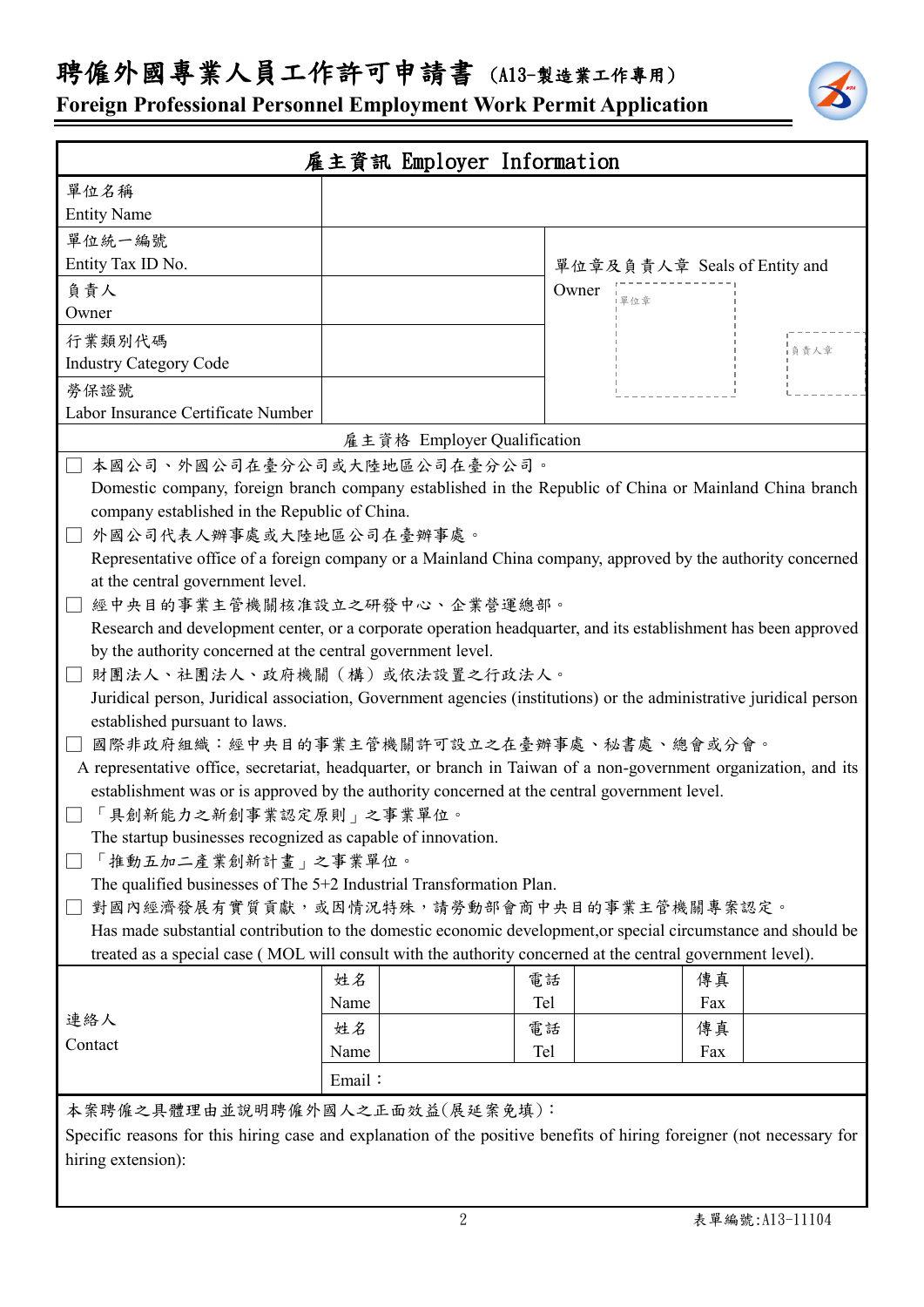# 聘僱外國專業人員工作許可申請書 (A13-製造業工作專用)

## Foreign Professional Personnel Employment Work Permit Application

| 雇主資訊 Employer Information | | |
|---|---|---|
| 單位名稱<br>Entity Name | | |
| 單位統一編號<br>Entity Tax ID No. | | 單位章及負責人章 Seals of Entity and Owner<br>單位章 負責人章 |
| 負責人<br>Owner | | |
| 行業類別代碼<br>Industry Category Code | | |
| 勞保證號<br>Labor Insurance Certificate Number | | |

**雇主資格 Employer Qualification**

- ☐ 本國公司、外國公司在臺分公司或大陸地區公司在臺分公司。
  Domestic company, foreign branch company established in the Republic of China or Mainland China branch company established in the Republic of China.
- ☐ 外國公司代表人辦事處或大陸地區公司在臺辦事處。
  Representative office of a foreign company or a Mainland China company, approved by the authority concerned at the central government level.
- ☐ 經中央目的事業主管機關核准設立之研發中心、企業營運總部。
  Research and development center, or a corporate operation headquarter, and its establishment has been approved by the authority concerned at the central government level.
- ☐ 財團法人、社團法人、政府機關(構)或依法設置之行政法人。
  Juridical person, Juridical association, Government agencies (institutions) or the administrative juridical person established pursuant to laws.
- ☐ 國際非政府組織:經中央目的事業主管機關許可設立之在臺辦事處、秘書處、總會或分會。
  A representative office, secretariat, headquarter, or branch in Taiwan of a non-government organization, and its establishment was or is approved by the authority concerned at the central government level.
- ☐ 「具創新能力之新創事業認定原則」之事業單位。
  The startup businesses recognized as capable of innovation.
- ☐ 「推動五加二產業創新計畫」之事業單位。
  The qualified businesses of The 5+2 Industrial Transformation Plan.
- ☐ 對國內經濟發展有實質貢獻,或因情況特殊,請勞動部會商中央目的事業主管機關專案認定。
  Has made substantial contribution to the domestic economic development,or special circumstance and should be treated as a special case ( MOL will consult with the authority concerned at the central government level).

| 連絡人<br>Contact | 姓名<br>Name | | 電話<br>Tel | | 傳真<br>Fax | |
|---|---|---|---|---|---|---|
| | 姓名<br>Name | | 電話<br>Tel | | 傳真<br>Fax | |
| | Email: | | | | | |

本案聘僱之具體理由並說明聘僱外國人之正面效益(展延案免填):

Specific reasons for this hiring case and explanation of the positive benefits of hiring foreigner (not necessary for hiring extension):

表單編號:A13-11104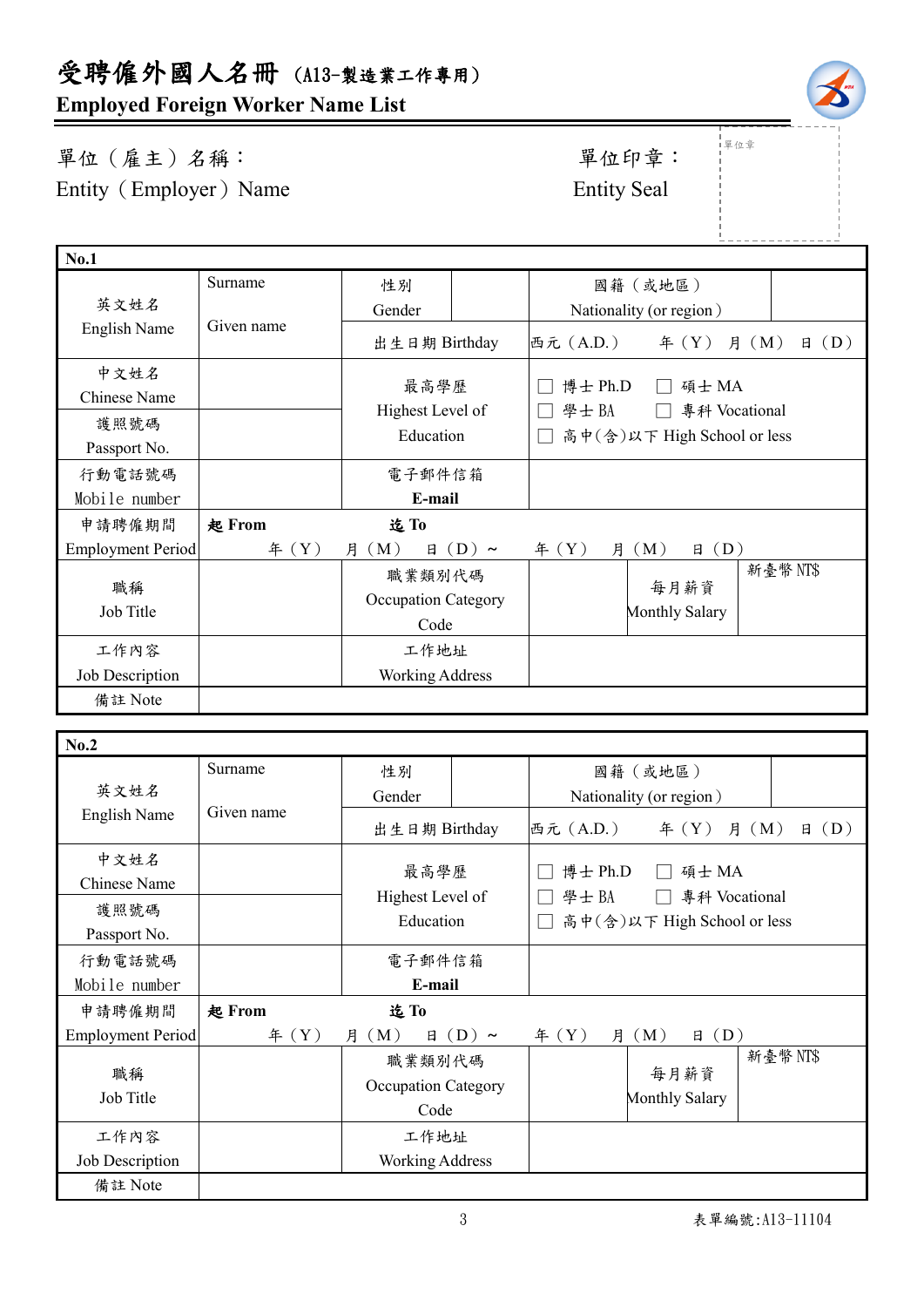# 受聘僱外國人名冊 (A13-製造業工作專用)

## Employed Foreign Worker Name List

單位（雇主）名稱：
Entity（Employer）Name

單位印章：
Entity Seal

單位章

| No.1 | | | | | | |
|---|---|---|---|---|---|---|
| 英文姓名<br>English Name | Surname<br><br>Given name | 性別<br>Gender | | 國籍（或地區）<br>Nationality (or region) | | |
| | | 出生日期 Birthday | 西元（A.D.） 年（Y） 月（M） 日（D） | | | |
| 中文姓名<br>Chinese Name | | 最高學歷<br>Highest Level of Education | ☐ 博士 Ph.D ☐ 碩士 MA<br>☐ 學士 BA ☐ 專科 Vocational<br>☐ 高中(含)以下 High School or less | | | |
| 護照號碼<br>Passport No. | | | | | | |
| 行動電話號碼<br>Mobile number | | 電子郵件信箱<br>E-mail | | | | |
| 申請聘僱期間<br>Employment Period | **起 From** 年（Y） 月（M） 日（D）～ | **迄 To** | 年（Y） 月（M） 日（D） | | | |
| 職稱<br>Job Title | | 職業類別代碼<br>Occupation Category Code | | 每月薪資<br>Monthly Salary | 新臺幣 NT$ | |
| 工作內容<br>Job Description | | 工作地址<br>Working Address | | | | |
| 備註 Note | | | | | | |

| No.2 | | | | | | |
|---|---|---|---|---|---|---|
| 英文姓名<br>English Name | Surname<br><br>Given name | 性別<br>Gender | | 國籍（或地區）<br>Nationality (or region) | | |
| | | 出生日期 Birthday | 西元（A.D.） 年（Y） 月（M） 日（D） | | | |
| 中文姓名<br>Chinese Name | | 最高學歷<br>Highest Level of Education | ☐ 博士 Ph.D ☐ 碩士 MA<br>☐ 學士 BA ☐ 專科 Vocational<br>☐ 高中(含)以下 High School or less | | | |
| 護照號碼<br>Passport No. | | | | | | |
| 行動電話號碼<br>Mobile number | | 電子郵件信箱<br>E-mail | | | | |
| 申請聘僱期間<br>Employment Period | **起 From** 年（Y） 月（M） 日（D）～ | **迄 To** | 年（Y） 月（M） 日（D） | | | |
| 職稱<br>Job Title | | 職業類別代碼<br>Occupation Category Code | | 每月薪資<br>Monthly Salary | 新臺幣 NT$ | |
| 工作內容<br>Job Description | | 工作地址<br>Working Address | | | | |
| 備註 Note | | | | | | |

表單編號:A13-11104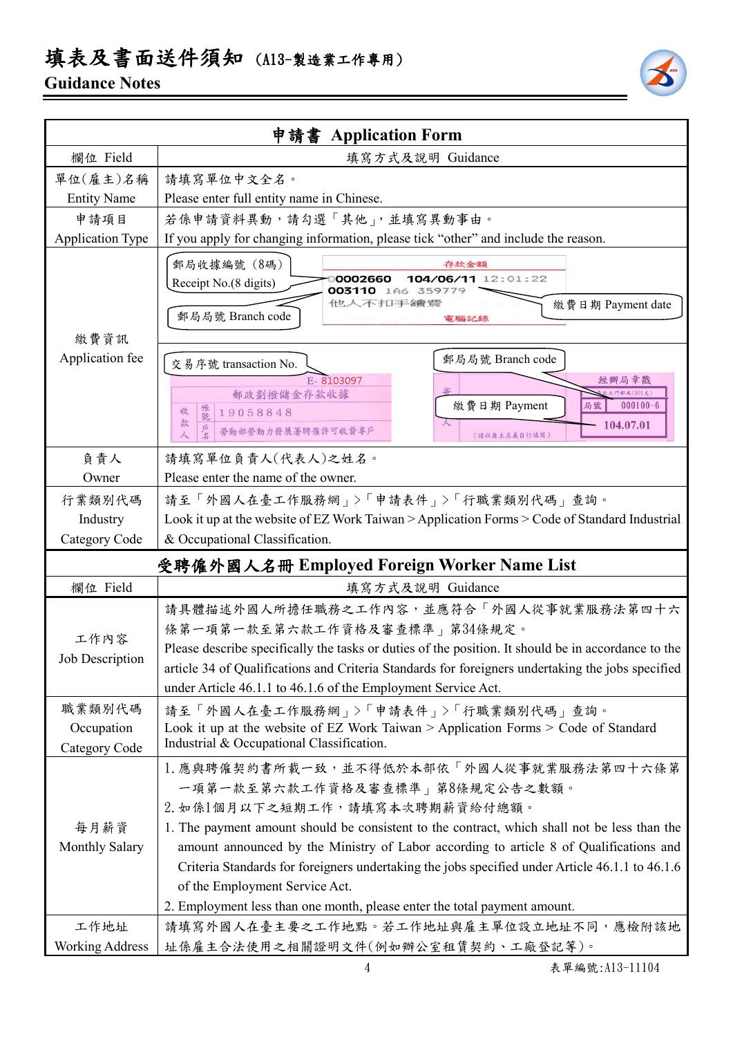# 填表及書面送件須知（A13-製造業工作專用）

## Guidance Notes

| 申請書 Application Form | |
|---|---|
| 欄位 Field | 填寫方式及說明 Guidance |
| 單位(雇主)名稱<br>Entity Name | 請填寫單位中文全名。<br>Please enter full entity name in Chinese. |
| 申請項目<br>Application Type | 若係申請資料異動，請勾選「其他」，並填寫異動事由。<br>If you apply for changing information, please tick “other” and include the reason. |
| 繳費資訊<br>Application fee | 郵局收據編號（8碼）Receipt No.(8 digits)；郵局局號 Branch code；繳費日期 Payment date<br>存款金額 0002660 104/06/11 12:01:22 003110 1A6 359779 他人不扣手續費 電腦記錄<br><br>交易序號 transaction No.；郵局局號 Branch code；繳費日期 Payment<br>E- 8103097 郵政劃撥儲金存款收據 收款人 帳號 19058848 戶名 勞動部勞動力發展署聘僱許可收費專戶 經辦局章戳 局號 000100-6 104.07.01 |
| 負責人<br>Owner | 請填寫單位負責人(代表人)之姓名。<br>Please enter the name of the owner. |
| 行業類別代碼<br>Industry Category Code | 請至「外國人在臺工作服務網」>「申請表件」>「行職業類別代碼」查詢。<br>Look it up at the website of EZ Work Taiwan > Application Forms > Code of Standard Industrial & Occupational Classification. |

| 受聘僱外國人名冊 Employed Foreign Worker Name List | |
|---|---|
| 欄位 Field | 填寫方式及說明 Guidance |
| 工作內容<br>Job Description | 請具體描述外國人所擔任職務之工作內容，並應符合「外國人從事就業服務法第四十六條第一項第一款至第六款工作資格及審查標準」第34條規定。<br>Please describe specifically the tasks or duties of the position. It should be in accordance to the article 34 of Qualifications and Criteria Standards for foreigners undertaking the jobs specified under Article 46.1.1 to 46.1.6 of the Employment Service Act. |
| 職業類別代碼<br>Occupation Category Code | 請至「外國人在臺工作服務網」>「申請表件」>「行職業類別代碼」查詢。<br>Look it up at the website of EZ Work Taiwan > Application Forms > Code of Standard Industrial & Occupational Classification. |
| 每月薪資<br>Monthly Salary | 1. 應與聘僱契約書所載一致，並不得低於本部依「外國人從事就業服務法第四十六條第一項第一款至第六款工作資格及審查標準」第8條規定公告之數額。<br>2. 如係1個月以下之短期工作，請填寫本次聘期薪資給付總額。<br>1. The payment amount should be consistent to the contract, which shall not be less than the amount announced by the Ministry of Labor according to article 8 of Qualifications and Criteria Standards for foreigners undertaking the jobs specified under Article 46.1.1 to 46.1.6 of the Employment Service Act.<br>2. Employment less than one month, please enter the total payment amount. |
| 工作地址<br>Working Address | 請填寫外國人在臺主要之工作地點。若工作地址與雇主單位設立地址不同，應檢附該地址係雇主合法使用之相關證明文件(例如辦公室租賃契約、工廠登記等)。 |

表單編號:A13-11104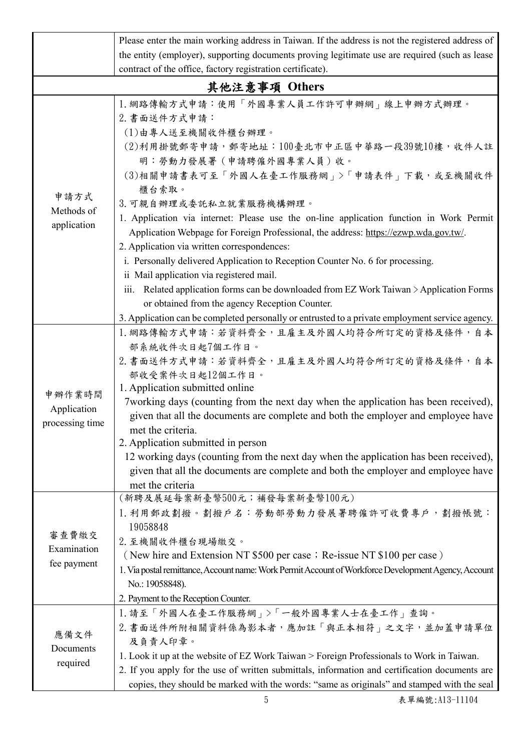| | Please enter the main working address in Taiwan. If the address is not the registered address of the entity (employer), supporting documents proving legitimate use are required (such as lease contract of the office, factory registration certificate). |
|---|---|
| **其他注意事項 Others** | |
| 申請方式<br>Methods of application | 1.網路傳輸方式申請：使用「外國專業人員工作許可申辦網」線上申辦方式辦理。<br>2.書面送件方式申請：<br>(1)由專人送至機關收件櫃台辦理。<br>(2)利用掛號郵寄申請，郵寄地址：100臺北市中正區中華路一段39號10樓，收件人註明：勞動力發展署（申請聘僱外國專業人員）收。<br>(3)相關申請書表可至「外國人在臺工作服務網」>「申請表件」下載，或至機關收件櫃台索取。<br>3.可親自辦理或委託私立就業服務機構辦理。<br>1. Application via internet: Please use the on-line application function in Work Permit Application Webpage for Foreign Professional, the address: https://ezwp.wda.gov.tw/.<br>2. Application via written correspondences:<br>i. Personally delivered Application to Reception Counter No. 6 for processing.<br>ii Mail application via registered mail.<br>iii. Related application forms can be downloaded from EZ Work Taiwan > Application Forms or obtained from the agency Reception Counter.<br>3. Application can be completed personally or entrusted to a private employment service agency. |
| 申辦作業時間<br>Application processing time | 1.網路傳輸方式申請：若資料齊全，且雇主及外國人均符合所訂定的資格及條件，自本部系統收件次日起7個工作日。<br>2.書面送件方式申請：若資料齊全，且雇主及外國人均符合所訂定的資格及條件，自本部收受案件次日起12個工作日。<br>1. Application submitted online<br>7working days (counting from the next day when the application has been received), given that all the documents are complete and both the employer and employee have met the criteria.<br>2. Application submitted in person<br>12 working days (counting from the next day when the application has been received), given that all the documents are complete and both the employer and employee have met the criteria |
| 審查費繳交<br>Examination fee payment | (新聘及展延每案新臺幣500元；補發每案新臺幣100元)<br>1.利用郵政劃撥。劃撥戶名：勞動部勞動力發展署聘僱許可收費專戶，劃撥帳號：19058848<br>2.至機關收件櫃台現場繳交。<br>(New hire and Extension NT $500 per case；Re-issue NT $100 per case)<br>1. Via postal remittance, Account name: Work Permit Account of Workforce Development Agency, Account No.: 19058848).<br>2. Payment to the Reception Counter. |
| 應備文件<br>Documents required | 1.請至「外國人在臺工作服務網」>「一般外國專業人士在臺工作」查詢。<br>2.書面送件所附相關資料係為影本者，應加註「與正本相符」之文字，並加蓋申請單位及負責人印章。<br>1. Look it up at the website of EZ Work Taiwan > Foreign Professionals to Work in Taiwan.<br>2. If you apply for the use of written submittals, information and certification documents are copies, they should be marked with the words: "same as originals" and stamped with the seal |

表單編號:A13-11104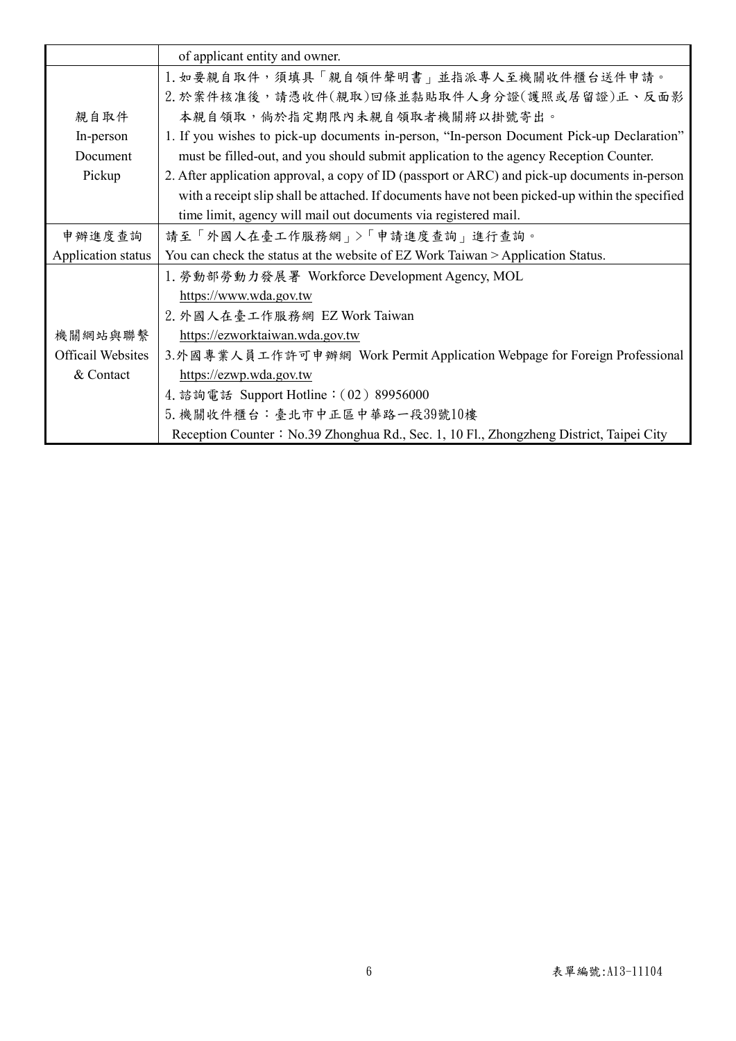| | |
|---|---|
| | of applicant entity and owner. |
| 親自取件<br>In-person Document Pickup | 1. 如要親自取件，須填具「親自領件聲明書」並指派專人至機關收件櫃台送件申請。<br>2. 於案件核准後，請憑收件(親取)回條並黏貼取件人身分證(護照或居留證)正、反面影本親自領取，倘於指定期限內未親自領取者機關將以掛號寄出。<br>1. If you wishes to pick-up documents in-person, "In-person Document Pick-up Declaration" must be filled-out, and you should submit application to the agency Reception Counter.<br>2. After application approval, a copy of ID (passport or ARC) and pick-up documents in-person with a receipt slip shall be attached. If documents have not been picked-up within the specified time limit, agency will mail out documents via registered mail. |
| 申辦進度查詢<br>Application status | 請至「外國人在臺工作服務網」>「申請進度查詢」進行查詢。<br>You can check the status at the website of EZ Work Taiwan > Application Status. |
| 機關網站與聯繫<br>Officail Websites & Contact | 1. 勞動部勞動力發展署 Workforce Development Agency, MOL<br>https://www.wda.gov.tw<br>2. 外國人在臺工作服務網 EZ Work Taiwan<br>https://ezworktaiwan.wda.gov.tw<br>3.外國專業人員工作許可申辦網 Work Permit Application Webpage for Foreign Professional<br>https://ezwp.wda.gov.tw<br>4. 諮詢電話 Support Hotline：(02) 89956000<br>5. 機關收件櫃台：臺北市中正區中華路一段39號10樓<br>Reception Counter：No.39 Zhonghua Rd., Sec. 1, 10 Fl., Zhongzheng District, Taipei City |

表單編號:A13-11104